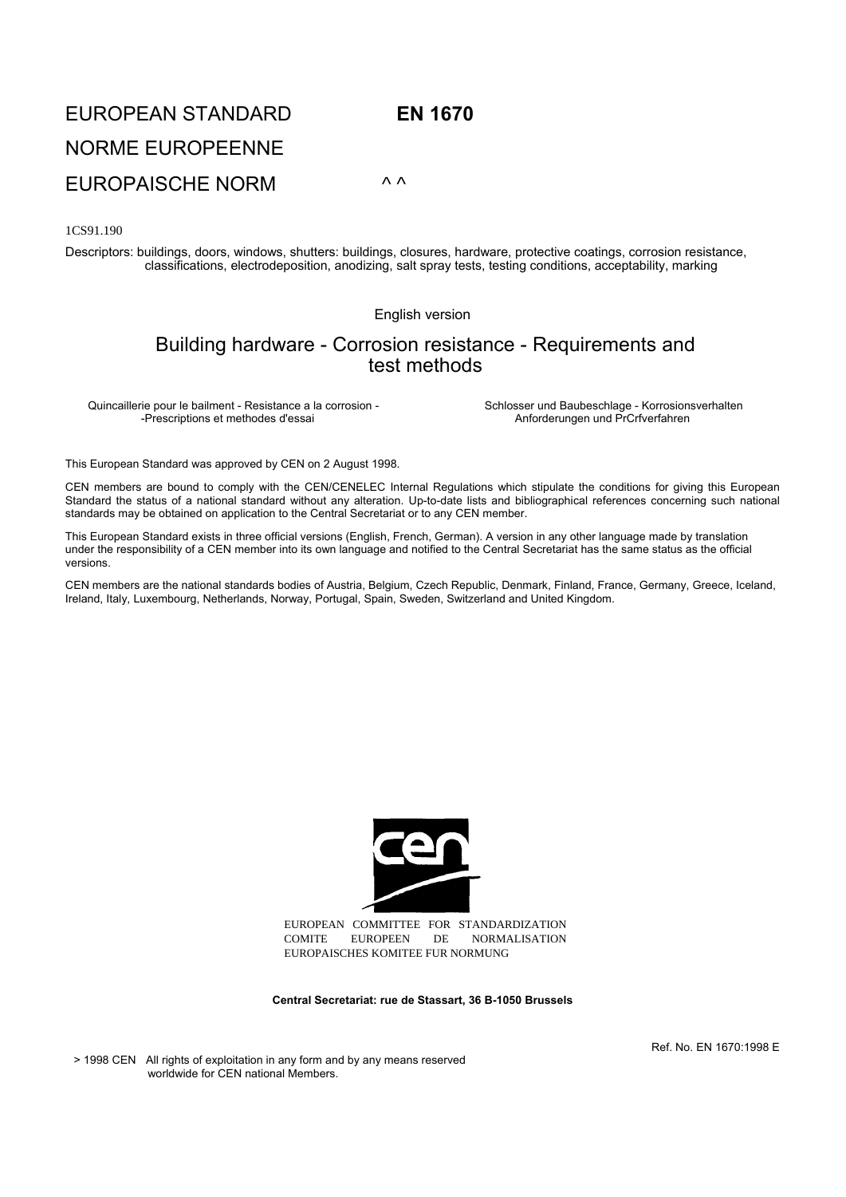EUROPEAN STANDARD **EN 1670**

NORME EUROPEENNE

EUROPAISCHE NORM ^ ^

1CS91.190

Descriptors: buildings, doors, windows, shutters: buildings, closures, hardware, protective coatings, corrosion resistance, classifications, electrodeposition, anodizing, salt spray tests, testing conditions, acceptability, marking

English version

# Building hardware - Corrosion resistance - Requirements and test methods

Quincaillerie pour le bailment - Resistance a la corrosion - -Prescriptions et methodes d'essai

Schlosser und Baubeschlage - Korrosionsverhalten Anforderungen und PrCrfverfahren

This European Standard was approved by CEN on 2 August 1998.

CEN members are bound to comply with the CEN/CENELEC Internal Regulations which stipulate the conditions for giving this European Standard the status of a national standard without any alteration. Up-to-date lists and bibliographical references concerning such national standards may be obtained on application to the Central Secretariat or to any CEN member.

This European Standard exists in three official versions (English, French, German). A version in any other language made by translation under the responsibility of a CEN member into its own language and notified to the Central Secretariat has the same status as the official versions.

CEN members are the national standards bodies of Austria, Belgium, Czech Republic, Denmark, Finland, France, Germany, Greece, Iceland, Ireland, Italy, Luxembourg, Netherlands, Norway, Portugal, Spain, Sweden, Switzerland and United Kingdom.

EUROPEAN COMMITTEE FOR STANDARDIZATION
COMITE EUROPEEN DE NORMALISATION
EUROPAISCHES KOMITEE FUR NORMUNG

**Central Secretariat: rue de Stassart, 36 B-1050 Brussels**

Ref. No. EN 1670:1998 E

> 1998 CEN All rights of exploitation in any form and by any means reserved worldwide for CEN national Members.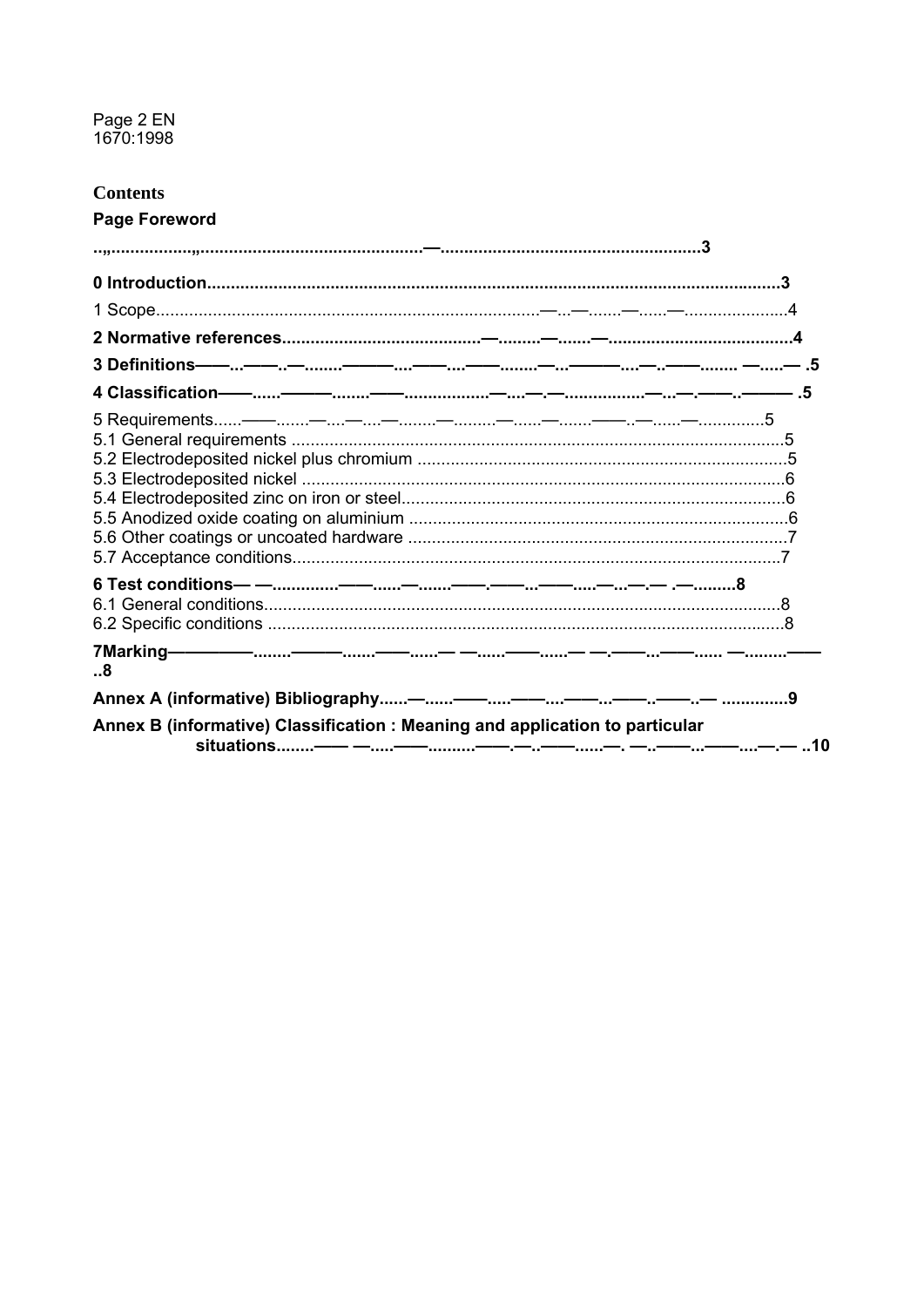# Contents

**Page Foreword** ....................................................................3

**0 Introduction** ....................................................................3

1 Scope ....................................................................4

**2 Normative references** ....................................................................4

**3 Definitions** ....................................................................5

**4 Classification** ....................................................................5

5 Requirements ....................................................................5
5.1 General requirements ....................................................................5
5.2 Electrodeposited nickel plus chromium ....................................................................5
5.3 Electrodeposited nickel ....................................................................6
5.4 Electrodeposited zinc on iron or steel ....................................................................6
5.5 Anodized oxide coating on aluminium ....................................................................6
5.6 Other coatings or uncoated hardware ....................................................................7
5.7 Acceptance conditions ....................................................................7

**6 Test conditions** ....................................................................8
6.1 General conditions ....................................................................8
6.2 Specific conditions ....................................................................8

**7 Marking** ....................................................................8

**Annex A (informative) Bibliography** ....................................................................9

**Annex B (informative) Classification : Meaning and application to particular situations** ....................................................................10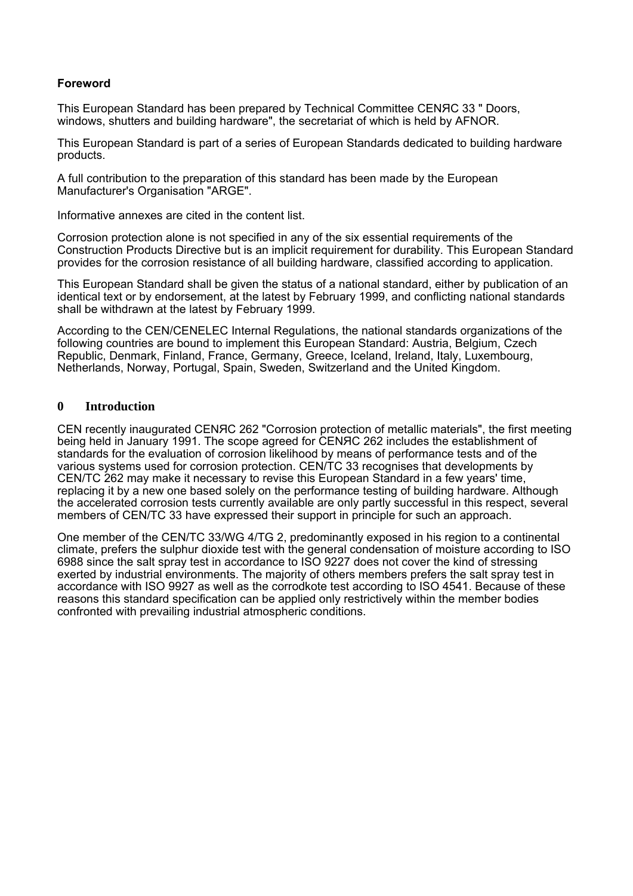**Foreword**

This European Standard has been prepared by Technical Committee CENЯC 33 " Doors, windows, shutters and building hardware", the secretariat of which is held by AFNOR.

This European Standard is part of a series of European Standards dedicated to building hardware products.

A full contribution to the preparation of this standard has been made by the European Manufacturer's Organisation "ARGE".

Informative annexes are cited in the content list.

Corrosion protection alone is not specified in any of the six essential requirements of the Construction Products Directive but is an implicit requirement for durability. This European Standard provides for the corrosion resistance of all building hardware, classified according to application.

This European Standard shall be given the status of a national standard, either by publication of an identical text or by endorsement, at the latest by February 1999, and conflicting national standards shall be withdrawn at the latest by February 1999.

According to the CEN/CENELEC Internal Regulations, the national standards organizations of the following countries are bound to implement this European Standard: Austria, Belgium, Czech Republic, Denmark, Finland, France, Germany, Greece, Iceland, Ireland, Italy, Luxembourg, Netherlands, Norway, Portugal, Spain, Sweden, Switzerland and the United Kingdom.

## 0 Introduction

CEN recently inaugurated CENЯC 262 "Corrosion protection of metallic materials", the first meeting being held in January 1991. The scope agreed for CENЯC 262 includes the establishment of standards for the evaluation of corrosion likelihood by means of performance tests and of the various systems used for corrosion protection. CEN/TC 33 recognises that developments by CEN/TC 262 may make it necessary to revise this European Standard in a few years' time, replacing it by a new one based solely on the performance testing of building hardware. Although the accelerated corrosion tests currently available are only partly successful in this respect, several members of CEN/TC 33 have expressed their support in principle for such an approach.

One member of the CEN/TC 33/WG 4/TG 2, predominantly exposed in his region to a continental climate, prefers the sulphur dioxide test with the general condensation of moisture according to ISO 6988 since the salt spray test in accordance to ISO 9227 does not cover the kind of stressing exerted by industrial environments. The majority of others members prefers the salt spray test in accordance with ISO 9927 as well as the corrodkote test according to ISO 4541. Because of these reasons this standard specification can be applied only restrictively within the member bodies confronted with prevailing industrial atmospheric conditions.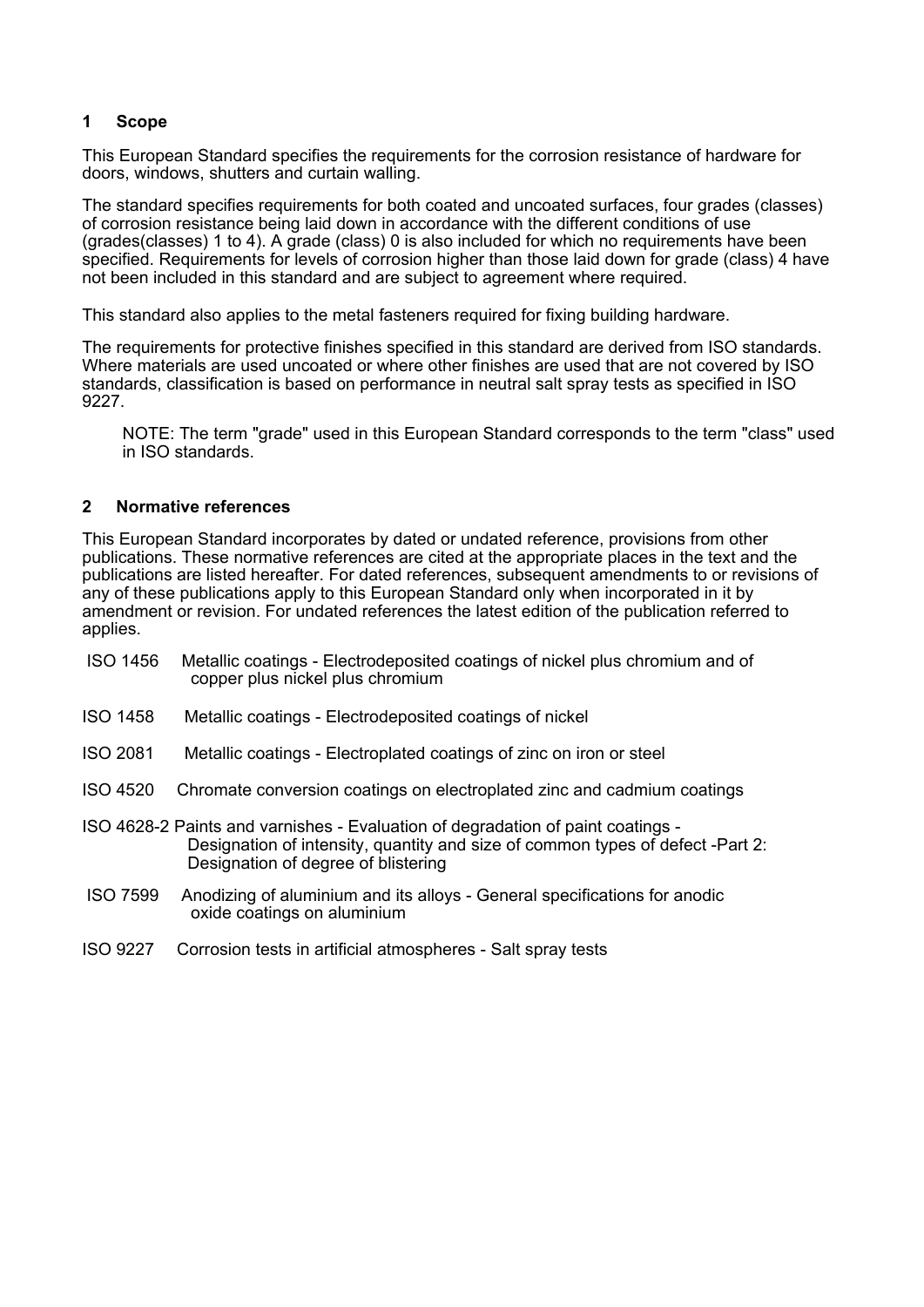## 1 Scope

This European Standard specifies the requirements for the corrosion resistance of hardware for doors, windows, shutters and curtain walling.

The standard specifies requirements for both coated and uncoated surfaces, four grades (classes) of corrosion resistance being laid down in accordance with the different conditions of use (grades(classes) 1 to 4). A grade (class) 0 is also included for which no requirements have been specified. Requirements for levels of corrosion higher than those laid down for grade (class) 4 have not been included in this standard and are subject to agreement where required.

This standard also applies to the metal fasteners required for fixing building hardware.

The requirements for protective finishes specified in this standard are derived from ISO standards. Where materials are used uncoated or where other finishes are used that are not covered by ISO standards, classification is based on performance in neutral salt spray tests as specified in ISO 9227.

> NOTE: The term "grade" used in this European Standard corresponds to the term "class" used in ISO standards.

## 2 Normative references

This European Standard incorporates by dated or undated reference, provisions from other publications. These normative references are cited at the appropriate places in the text and the publications are listed hereafter. For dated references, subsequent amendments to or revisions of any of these publications apply to this European Standard only when incorporated in it by amendment or revision. For undated references the latest edition of the publication referred to applies.

ISO 1456 Metallic coatings - Electrodeposited coatings of nickel plus chromium and of copper plus nickel plus chromium

ISO 1458 Metallic coatings - Electrodeposited coatings of nickel

ISO 2081 Metallic coatings - Electroplated coatings of zinc on iron or steel

ISO 4520 Chromate conversion coatings on electroplated zinc and cadmium coatings

ISO 4628-2 Paints and varnishes - Evaluation of degradation of paint coatings - Designation of intensity, quantity and size of common types of defect -Part 2: Designation of degree of blistering

ISO 7599 Anodizing of aluminium and its alloys - General specifications for anodic oxide coatings on aluminium

ISO 9227 Corrosion tests in artificial atmospheres - Salt spray tests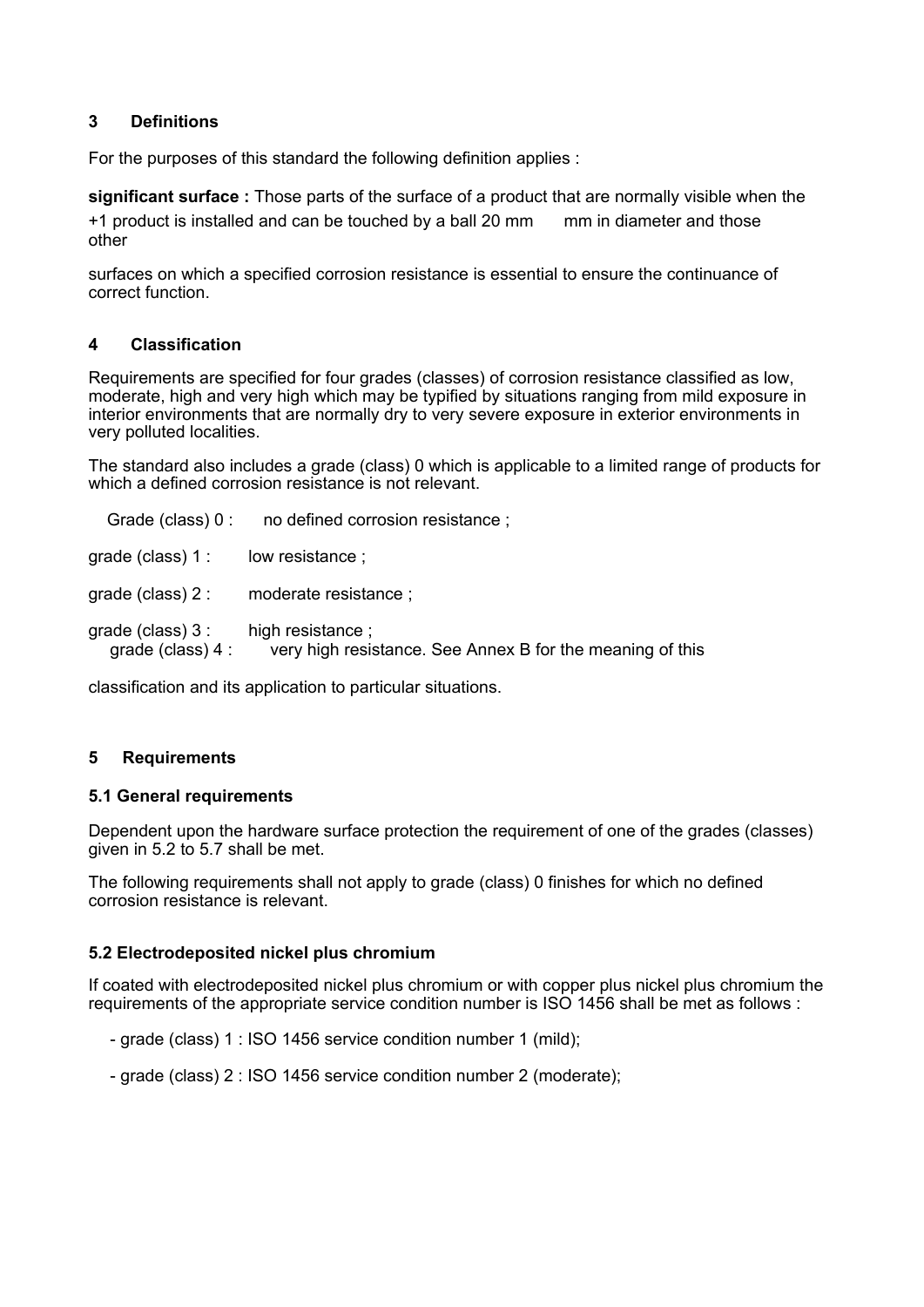## 3 Definitions

For the purposes of this standard the following definition applies :

**significant surface :** Those parts of the surface of a product that are normally visible when the +1 product is installed and can be touched by a ball 20 mm mm in diameter and those other

surfaces on which a specified corrosion resistance is essential to ensure the continuance of correct function.

## 4 Classification

Requirements are specified for four grades (classes) of corrosion resistance classified as low, moderate, high and very high which may be typified by situations ranging from mild exposure in interior environments that are normally dry to very severe exposure in exterior environments in very polluted localities.

The standard also includes a grade (class) 0 which is applicable to a limited range of products for which a defined corrosion resistance is not relevant.

Grade (class) 0 : no defined corrosion resistance ;

grade (class) 1 : low resistance ;

grade (class) 2 : moderate resistance ;

grade (class) 3 : high resistance ;
grade (class) 4 : very high resistance. See Annex B for the meaning of this

classification and its application to particular situations.

## 5 Requirements

### 5.1 General requirements

Dependent upon the hardware surface protection the requirement of one of the grades (classes) given in 5.2 to 5.7 shall be met.

The following requirements shall not apply to grade (class) 0 finishes for which no defined corrosion resistance is relevant.

### 5.2 Electrodeposited nickel plus chromium

If coated with electrodeposited nickel plus chromium or with copper plus nickel plus chromium the requirements of the appropriate service condition number is ISO 1456 shall be met as follows :

- grade (class) 1 : ISO 1456 service condition number 1 (mild);
- grade (class) 2 : ISO 1456 service condition number 2 (moderate);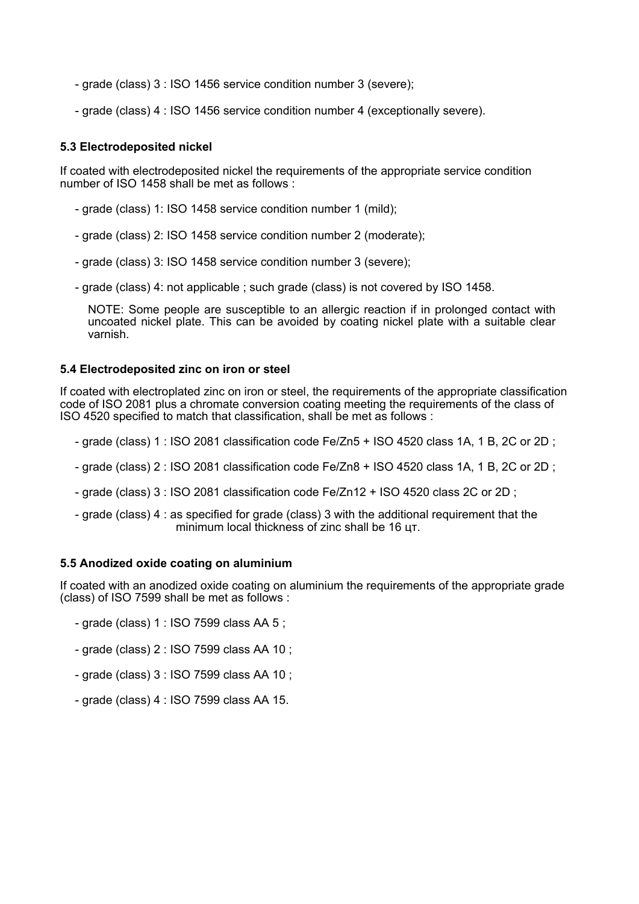- grade (class) 3 : ISO 1456 service condition number 3 (severe);

- grade (class) 4 : ISO 1456 service condition number 4 (exceptionally severe).

### 5.3 Electrodeposited nickel

If coated with electrodeposited nickel the requirements of the appropriate service condition number of ISO 1458 shall be met as follows :

- grade (class) 1: ISO 1458 service condition number 1 (mild);

- grade (class) 2: ISO 1458 service condition number 2 (moderate);

- grade (class) 3: ISO 1458 service condition number 3 (severe);

- grade (class) 4: not applicable ; such grade (class) is not covered by ISO 1458.

  NOTE: Some people are susceptible to an allergic reaction if in prolonged contact with uncoated nickel plate. This can be avoided by coating nickel plate with a suitable clear varnish.

### 5.4 Electrodeposited zinc on iron or steel

If coated with electroplated zinc on iron or steel, the requirements of the appropriate classification code of ISO 2081 plus a chromate conversion coating meeting the requirements of the class of ISO 4520 specified to match that classification, shall be met as follows :

- grade (class) 1 : ISO 2081 classification code Fe/Zn5 + ISO 4520 class 1A, 1 B, 2C or 2D ;

- grade (class) 2 : ISO 2081 classification code Fe/Zn8 + ISO 4520 class 1A, 1 B, 2C or 2D ;

- grade (class) 3 : ISO 2081 classification code Fe/Zn12 + ISO 4520 class 2C or 2D ;

- grade (class) 4 : as specified for grade (class) 3 with the additional requirement that the minimum local thickness of zinc shall be 16 цт.

### 5.5 Anodized oxide coating on aluminium

If coated with an anodized oxide coating on aluminium the requirements of the appropriate grade (class) of ISO 7599 shall be met as follows :

- grade (class) 1 : ISO 7599 class AA 5 ;

- grade (class) 2 : ISO 7599 class AA 10 ;

- grade (class) 3 : ISO 7599 class AA 10 ;

- grade (class) 4 : ISO 7599 class AA 15.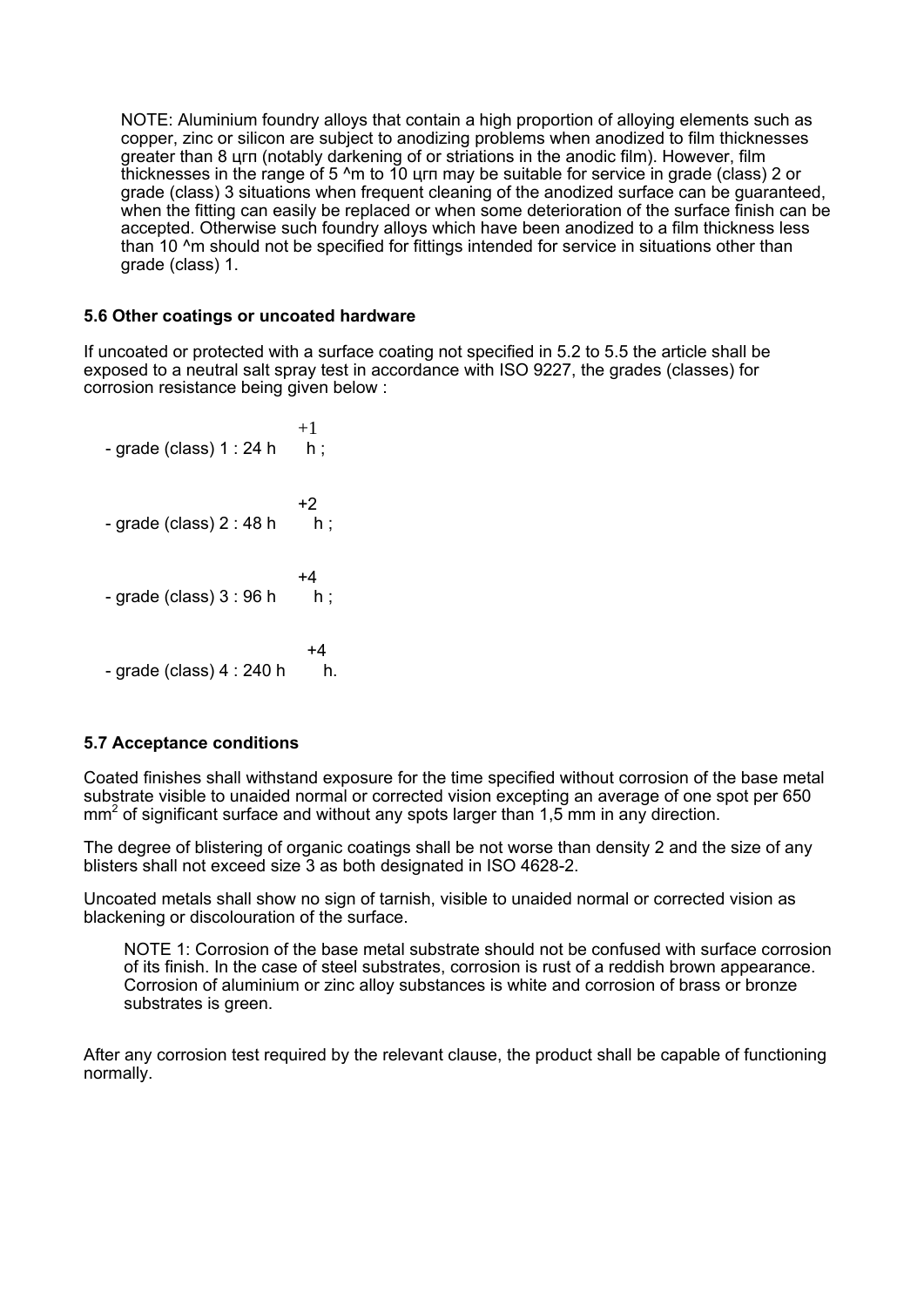NOTE: Aluminium foundry alloys that contain a high proportion of alloying elements such as copper, zinc or silicon are subject to anodizing problems when anodized to film thicknesses greater than 8 цгп (notably darkening of or striations in the anodic film). However, film thicknesses in the range of 5 ^m to 10 цгп may be suitable for service in grade (class) 2 or grade (class) 3 situations when frequent cleaning of the anodized surface can be guaranteed, when the fitting can easily be replaced or when some deterioration of the surface finish can be accepted. Otherwise such foundry alloys which have been anodized to a film thickness less than 10 ^m should not be specified for fittings intended for service in situations other than grade (class) 1.

### 5.6 Other coatings or uncoated hardware

If uncoated or protected with a surface coating not specified in 5.2 to 5.5 the article shall be exposed to a neutral salt spray test in accordance with ISO 9227, the grades (classes) for corrosion resistance being given below :

- grade (class) 1 : 24 h $^{+1}$ h ;
- grade (class) 2 : 48 h $^{+2}$ h ;
- grade (class) 3 : 96 h $^{+4}$ h ;
- grade (class) 4 : 240 h $^{+4}$ h.

### 5.7 Acceptance conditions

Coated finishes shall withstand exposure for the time specified without corrosion of the base metal substrate visible to unaided normal or corrected vision excepting an average of one spot per 650 $mm^2$ of significant surface and without any spots larger than 1,5 mm in any direction.

The degree of blistering of organic coatings shall be not worse than density 2 and the size of any blisters shall not exceed size 3 as both designated in ISO 4628-2.

Uncoated metals shall show no sign of tarnish, visible to unaided normal or corrected vision as blackening or discolouration of the surface.

NOTE 1: Corrosion of the base metal substrate should not be confused with surface corrosion of its finish. In the case of steel substrates, corrosion is rust of a reddish brown appearance. Corrosion of aluminium or zinc alloy substances is white and corrosion of brass or bronze substrates is green.

After any corrosion test required by the relevant clause, the product shall be capable of functioning normally.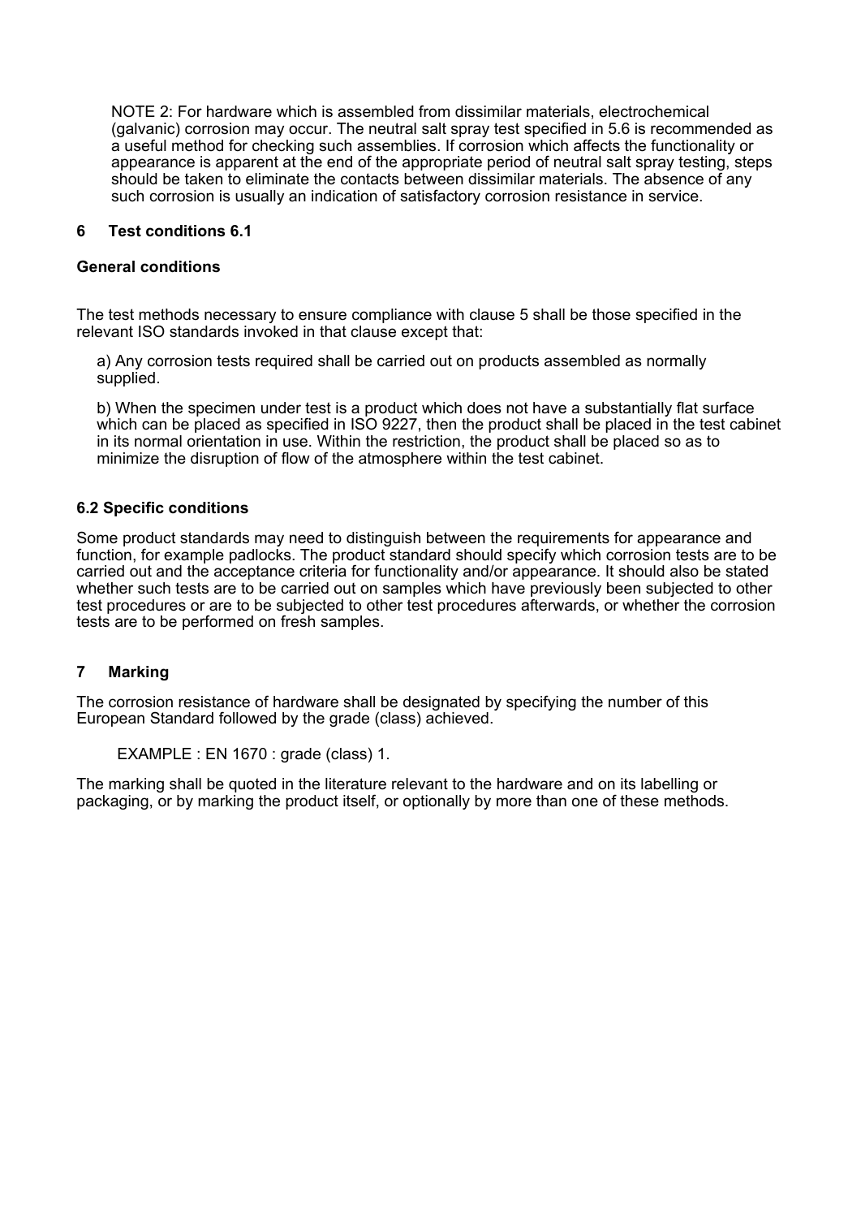NOTE 2: For hardware which is assembled from dissimilar materials, electrochemical (galvanic) corrosion may occur. The neutral salt spray test specified in 5.6 is recommended as a useful method for checking such assemblies. If corrosion which affects the functionality or appearance is apparent at the end of the appropriate period of neutral salt spray testing, steps should be taken to eliminate the contacts between dissimilar materials. The absence of any such corrosion is usually an indication of satisfactory corrosion resistance in service.

## 6 Test conditions 6.1

### General conditions

The test methods necessary to ensure compliance with clause 5 shall be those specified in the relevant ISO standards invoked in that clause except that:

a) Any corrosion tests required shall be carried out on products assembled as normally supplied.

b) When the specimen under test is a product which does not have a substantially flat surface which can be placed as specified in ISO 9227, then the product shall be placed in the test cabinet in its normal orientation in use. Within the restriction, the product shall be placed so as to minimize the disruption of flow of the atmosphere within the test cabinet.

### 6.2 Specific conditions

Some product standards may need to distinguish between the requirements for appearance and function, for example padlocks. The product standard should specify which corrosion tests are to be carried out and the acceptance criteria for functionality and/or appearance. It should also be stated whether such tests are to be carried out on samples which have previously been subjected to other test procedures or are to be subjected to other test procedures afterwards, or whether the corrosion tests are to be performed on fresh samples.

## 7 Marking

The corrosion resistance of hardware shall be designated by specifying the number of this European Standard followed by the grade (class) achieved.

EXAMPLE : EN 1670 : grade (class) 1.

The marking shall be quoted in the literature relevant to the hardware and on its labelling or packaging, or by marking the product itself, or optionally by more than one of these methods.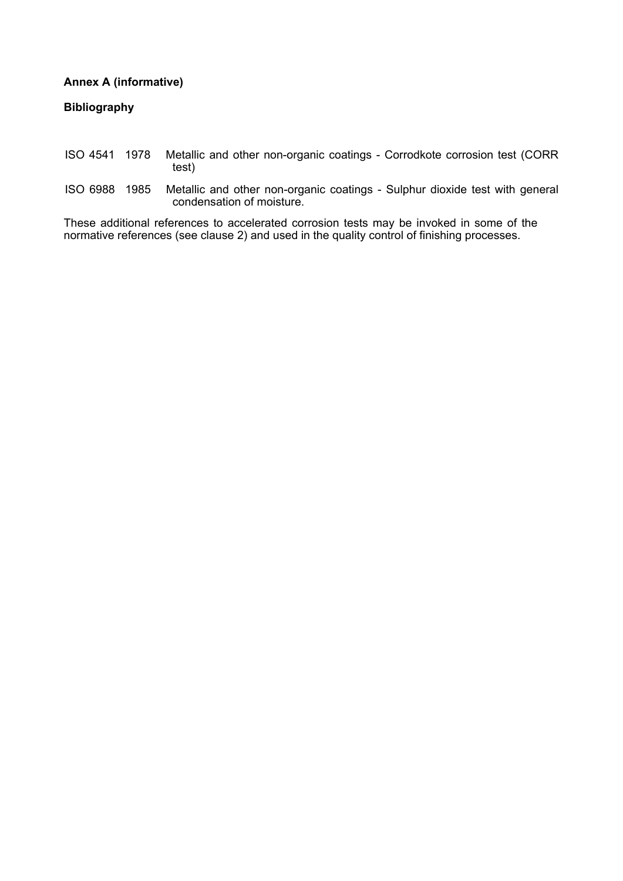**Annex A (informative)**

**Bibliography**

ISO 4541 1978 Metallic and other non-organic coatings - Corrodkote corrosion test (CORR test)

ISO 6988 1985 Metallic and other non-organic coatings - Sulphur dioxide test with general condensation of moisture.

These additional references to accelerated corrosion tests may be invoked in some of the normative references (see clause 2) and used in the quality control of finishing processes.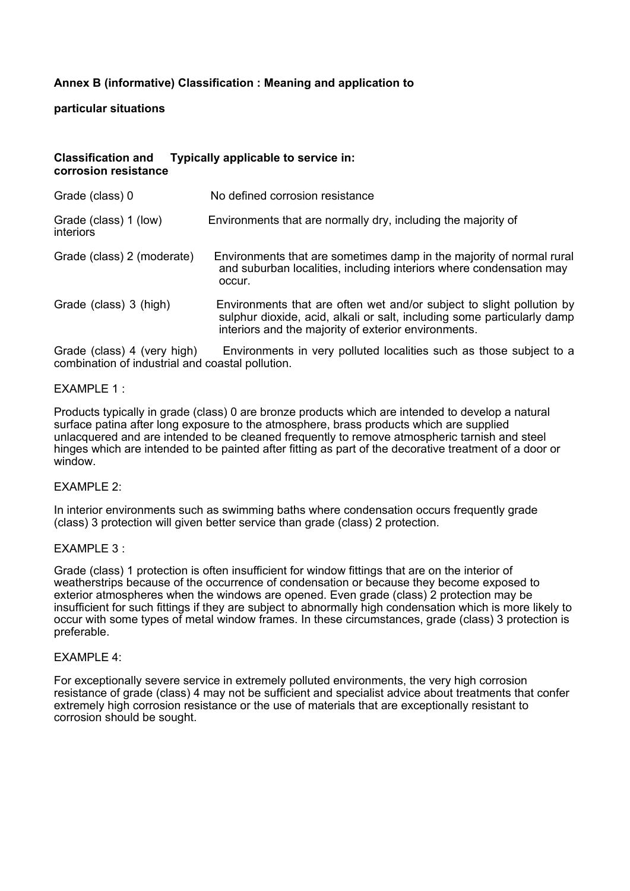**Annex B (informative) Classification : Meaning and application to particular situations**

| Classification and corrosion resistance | Typically applicable to service in: |
| --- | --- |
| Grade (class) 0 | No defined corrosion resistance |
| Grade (class) 1 (low) | Environments that are normally dry, including the majority of interiors |
| Grade (class) 2 (moderate) | Environments that are sometimes damp in the majority of normal rural and suburban localities, including interiors where condensation may occur. |
| Grade (class) 3 (high) | Environments that are often wet and/or subject to slight pollution by sulphur dioxide, acid, alkali or salt, including some particularly damp interiors and the majority of exterior environments. |
| Grade (class) 4 (very high) | Environments in very polluted localities such as those subject to a combination of industrial and coastal pollution. |

EXAMPLE 1 :

Products typically in grade (class) 0 are bronze products which are intended to develop a natural surface patina after long exposure to the atmosphere, brass products which are supplied unlacquered and are intended to be cleaned frequently to remove atmospheric tarnish and steel hinges which are intended to be painted after fitting as part of the decorative treatment of a door or window.

EXAMPLE 2:

In interior environments such as swimming baths where condensation occurs frequently grade (class) 3 protection will given better service than grade (class) 2 protection.

EXAMPLE 3 :

Grade (class) 1 protection is often insufficient for window fittings that are on the interior of weatherstrips because of the occurrence of condensation or because they become exposed to exterior atmospheres when the windows are opened. Even grade (class) 2 protection may be insufficient for such fittings if they are subject to abnormally high condensation which is more likely to occur with some types of metal window frames. In these circumstances, grade (class) 3 protection is preferable.

EXAMPLE 4:

For exceptionally severe service in extremely polluted environments, the very high corrosion resistance of grade (class) 4 may not be sufficient and specialist advice about treatments that confer extremely high corrosion resistance or the use of materials that are exceptionally resistant to corrosion should be sought.